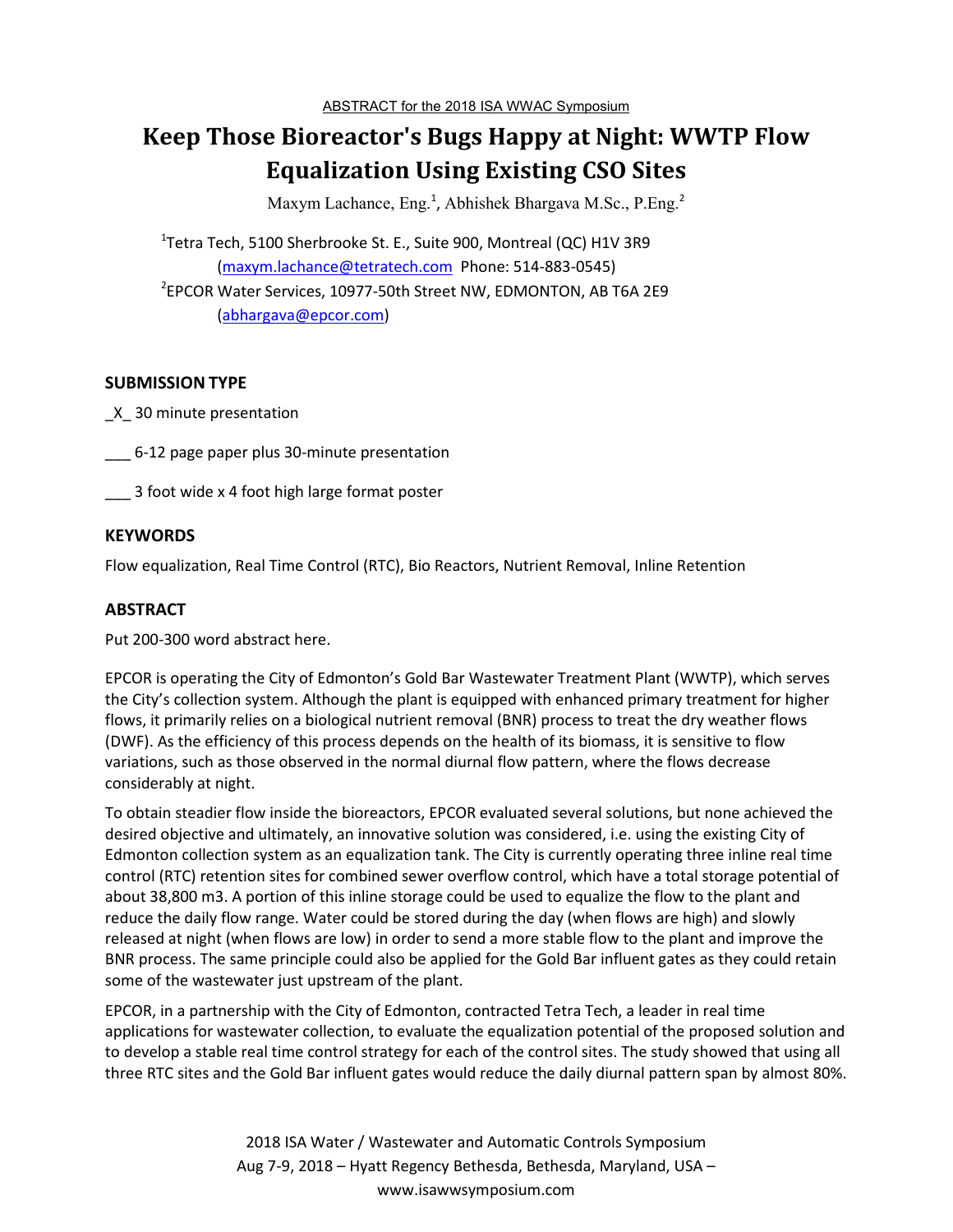ABSTRACT for the 2018 ISA WWAC Symposium

# Keep Those Bioreactor's Bugs Happy at Night: WWTP Flow Equalization Using Existing CSO Sites

Maxym Lachance, Eng.[1], Abhishek Bhargava M.Sc., P.Eng.[2]

[1]Tetra Tech, 5100 Sherbrooke St. E., Suite 900, Montreal (QC) H1V 3R9
(maxym.lachance@tetratech.com Phone: 514-883-0545)
[2]EPCOR Water Services, 10977-50th Street NW, EDMONTON, AB T6A 2E9
(abhargava@epcor.com)

## SUBMISSION TYPE

_X_ 30 minute presentation

___ 6-12 page paper plus 30-minute presentation

___ 3 foot wide x 4 foot high large format poster

## KEYWORDS

Flow equalization, Real Time Control (RTC), Bio Reactors, Nutrient Removal, Inline Retention

## ABSTRACT

Put 200-300 word abstract here.

EPCOR is operating the City of Edmonton's Gold Bar Wastewater Treatment Plant (WWTP), which serves the City's collection system. Although the plant is equipped with enhanced primary treatment for higher flows, it primarily relies on a biological nutrient removal (BNR) process to treat the dry weather flows (DWF). As the efficiency of this process depends on the health of its biomass, it is sensitive to flow variations, such as those observed in the normal diurnal flow pattern, where the flows decrease considerably at night.

To obtain steadier flow inside the bioreactors, EPCOR evaluated several solutions, but none achieved the desired objective and ultimately, an innovative solution was considered, i.e. using the existing City of Edmonton collection system as an equalization tank. The City is currently operating three inline real time control (RTC) retention sites for combined sewer overflow control, which have a total storage potential of about 38,800 m3. A portion of this inline storage could be used to equalize the flow to the plant and reduce the daily flow range. Water could be stored during the day (when flows are high) and slowly released at night (when flows are low) in order to send a more stable flow to the plant and improve the BNR process. The same principle could also be applied for the Gold Bar influent gates as they could retain some of the wastewater just upstream of the plant.

EPCOR, in a partnership with the City of Edmonton, contracted Tetra Tech, a leader in real time applications for wastewater collection, to evaluate the equalization potential of the proposed solution and to develop a stable real time control strategy for each of the control sites. The study showed that using all three RTC sites and the Gold Bar influent gates would reduce the daily diurnal pattern span by almost 80%.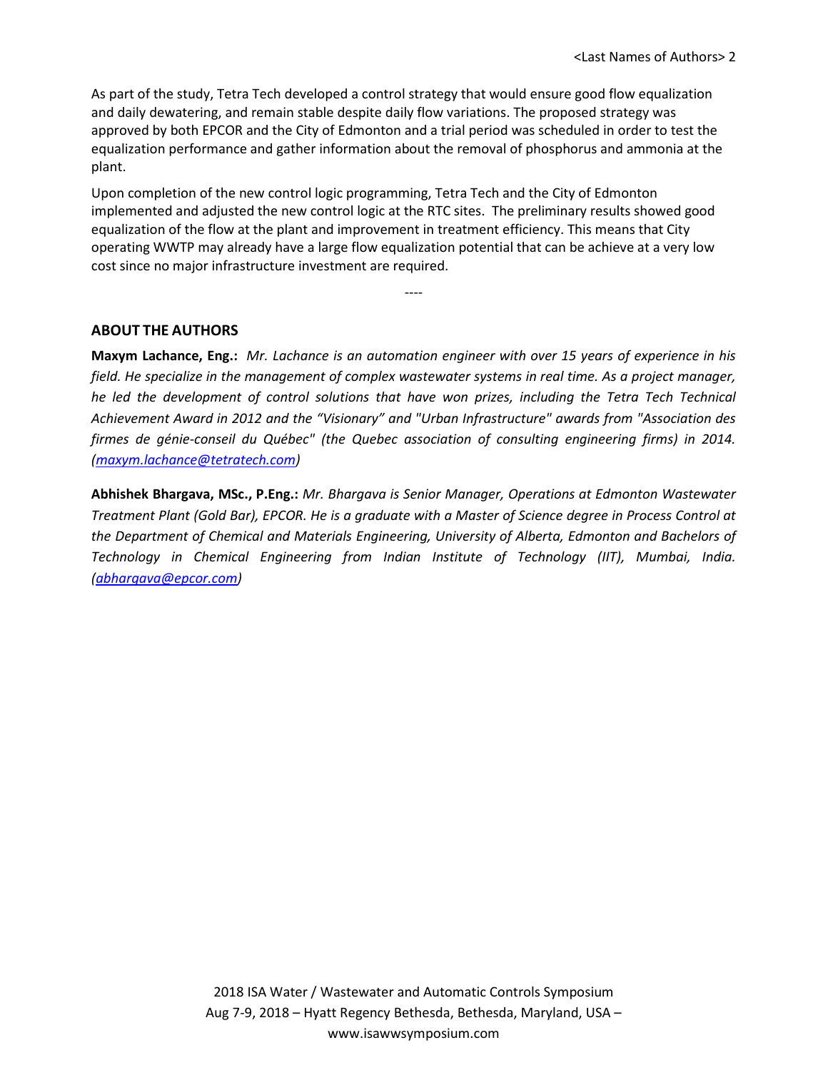As part of the study, Tetra Tech developed a control strategy that would ensure good flow equalization and daily dewatering, and remain stable despite daily flow variations. The proposed strategy was approved by both EPCOR and the City of Edmonton and a trial period was scheduled in order to test the equalization performance and gather information about the removal of phosphorus and ammonia at the plant.

Upon completion of the new control logic programming, Tetra Tech and the City of Edmonton implemented and adjusted the new control logic at the RTC sites. The preliminary results showed good equalization of the flow at the plant and improvement in treatment efficiency. This means that City operating WWTP may already have a large flow equalization potential that can be achieve at a very low cost since no major infrastructure investment are required.

----

## ABOUT THE AUTHORS

**Maxym Lachance, Eng.:** *Mr. Lachance is an automation engineer with over 15 years of experience in his field. He specialize in the management of complex wastewater systems in real time. As a project manager, he led the development of control solutions that have won prizes, including the Tetra Tech Technical Achievement Award in 2012 and the "Visionary" and "Urban Infrastructure" awards from "Association des firmes de génie-conseil du Québec" (the Quebec association of consulting engineering firms) in 2014. (maxym.lachance@tetratech.com)*

**Abhishek Bhargava, MSc., P.Eng.:** *Mr. Bhargava is Senior Manager, Operations at Edmonton Wastewater Treatment Plant (Gold Bar), EPCOR. He is a graduate with a Master of Science degree in Process Control at the Department of Chemical and Materials Engineering, University of Alberta, Edmonton and Bachelors of Technology in Chemical Engineering from Indian Institute of Technology (IIT), Mumbai, India. (abhargava@epcor.com)*